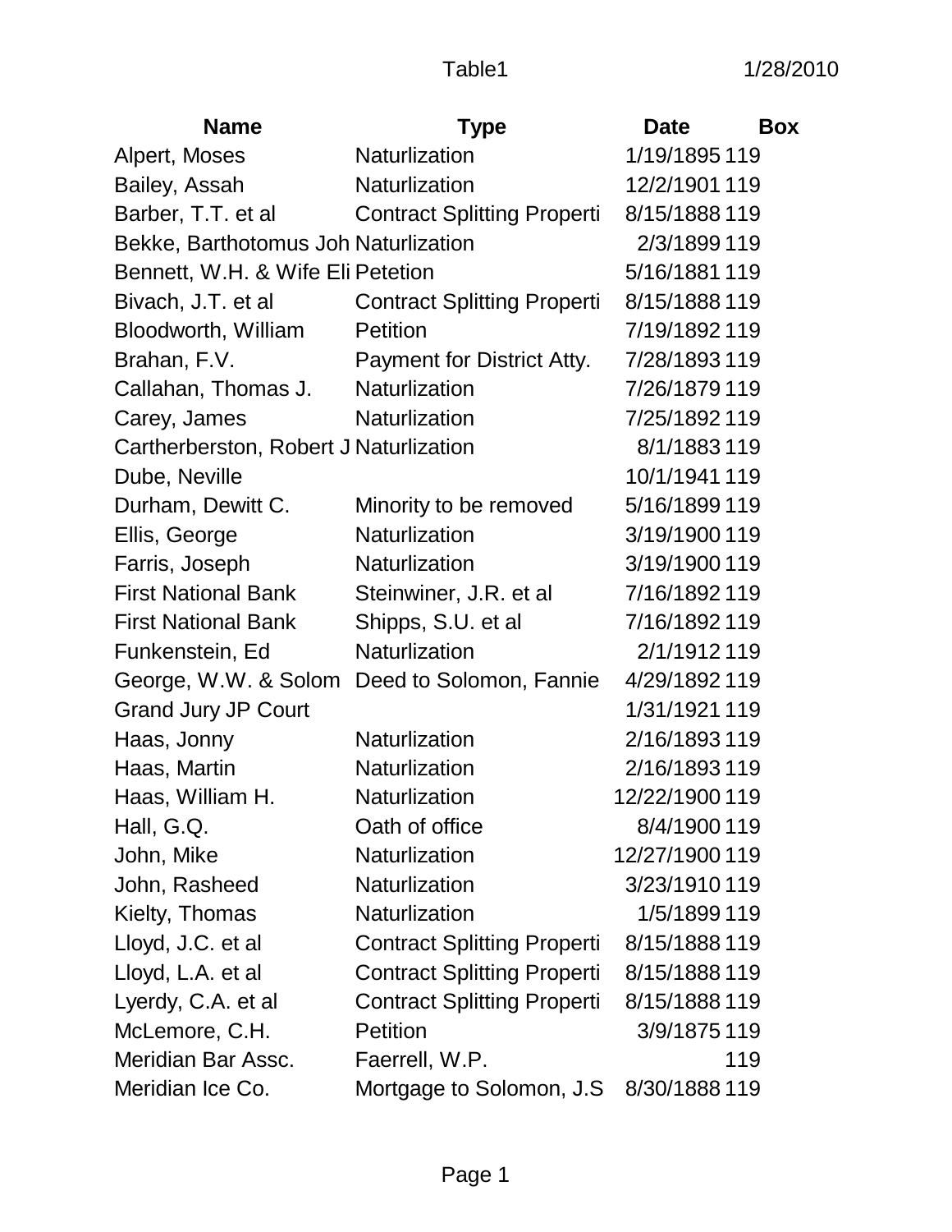| Name | Type | Date | Box |
|---|---|---|---|
| Alpert, Moses | Naturlization | 1/19/1895 | 119 |
| Bailey, Assah | Naturlization | 12/2/1901 | 119 |
| Barber, T.T. et al | Contract Splitting Properti | 8/15/1888 | 119 |
| Bekke, Barthotomus Joh | Naturlization | 2/3/1899 | 119 |
| Bennett, W.H. & Wife Eli | Petetion | 5/16/1881 | 119 |
| Bivach, J.T. et al | Contract Splitting Properti | 8/15/1888 | 119 |
| Bloodworth, William | Petition | 7/19/1892 | 119 |
| Brahan, F.V. | Payment for District Atty. | 7/28/1893 | 119 |
| Callahan, Thomas J. | Naturlization | 7/26/1879 | 119 |
| Carey, James | Naturlization | 7/25/1892 | 119 |
| Cartherberston, Robert J | Naturlization | 8/1/1883 | 119 |
| Dube, Neville | | 10/1/1941 | 119 |
| Durham, Dewitt C. | Minority to be removed | 5/16/1899 | 119 |
| Ellis, George | Naturlization | 3/19/1900 | 119 |
| Farris, Joseph | Naturlization | 3/19/1900 | 119 |
| First National Bank | Steinwiner, J.R. et al | 7/16/1892 | 119 |
| First National Bank | Shipps, S.U. et al | 7/16/1892 | 119 |
| Funkenstein, Ed | Naturlization | 2/1/1912 | 119 |
| George, W.W. & Solom | Deed to Solomon, Fannie | 4/29/1892 | 119 |
| Grand Jury JP Court | | 1/31/1921 | 119 |
| Haas, Jonny | Naturlization | 2/16/1893 | 119 |
| Haas, Martin | Naturlization | 2/16/1893 | 119 |
| Haas, William H. | Naturlization | 12/22/1900 | 119 |
| Hall, G.Q. | Oath of office | 8/4/1900 | 119 |
| John, Mike | Naturlization | 12/27/1900 | 119 |
| John, Rasheed | Naturlization | 3/23/1910 | 119 |
| Kielty, Thomas | Naturlization | 1/5/1899 | 119 |
| Lloyd, J.C. et al | Contract Splitting Properti | 8/15/1888 | 119 |
| Lloyd, L.A. et al | Contract Splitting Properti | 8/15/1888 | 119 |
| Lyerdy, C.A. et al | Contract Splitting Properti | 8/15/1888 | 119 |
| McLemore, C.H. | Petition | 3/9/1875 | 119 |
| Meridian Bar Assc. | Faerrell, W.P. | | 119 |
| Meridian Ice Co. | Mortgage to Solomon, J.S | 8/30/1888 | 119 |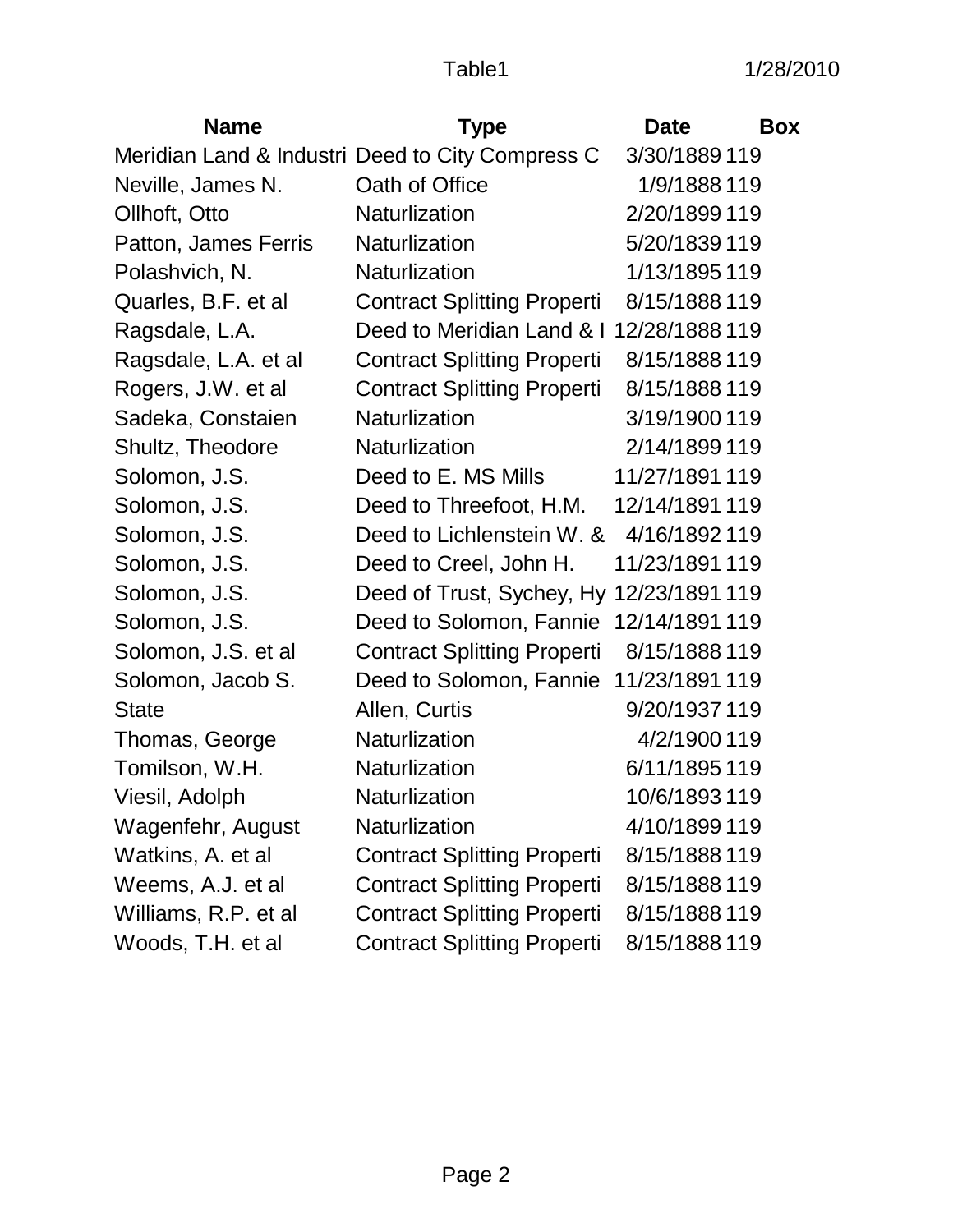| Name | Type | Date | Box |
| --- | --- | --- | --- |
| Meridian Land & Industri | Deed to City Compress C | 3/30/1889 | 119 |
| Neville, James N. | Oath of Office | 1/9/1888 | 119 |
| Ollhoft, Otto | Naturlization | 2/20/1899 | 119 |
| Patton, James Ferris | Naturlization | 5/20/1839 | 119 |
| Polashvich, N. | Naturlization | 1/13/1895 | 119 |
| Quarles, B.F. et al | Contract Splitting Properti | 8/15/1888 | 119 |
| Ragsdale, L.A. | Deed to Meridian Land & I | 12/28/1888 | 119 |
| Ragsdale, L.A. et al | Contract Splitting Properti | 8/15/1888 | 119 |
| Rogers, J.W. et al | Contract Splitting Properti | 8/15/1888 | 119 |
| Sadeka, Constaien | Naturlization | 3/19/1900 | 119 |
| Shultz, Theodore | Naturlization | 2/14/1899 | 119 |
| Solomon, J.S. | Deed to E. MS Mills | 11/27/1891 | 119 |
| Solomon, J.S. | Deed to Threefoot, H.M. | 12/14/1891 | 119 |
| Solomon, J.S. | Deed to Lichlenstein W. & | 4/16/1892 | 119 |
| Solomon, J.S. | Deed to Creel, John H. | 11/23/1891 | 119 |
| Solomon, J.S. | Deed of Trust, Sychey, Hy | 12/23/1891 | 119 |
| Solomon, J.S. | Deed to Solomon, Fannie | 12/14/1891 | 119 |
| Solomon, J.S. et al | Contract Splitting Properti | 8/15/1888 | 119 |
| Solomon, Jacob S. | Deed to Solomon, Fannie | 11/23/1891 | 119 |
| State | Allen, Curtis | 9/20/1937 | 119 |
| Thomas, George | Naturlization | 4/2/1900 | 119 |
| Tomilson, W.H. | Naturlization | 6/11/1895 | 119 |
| Viesil, Adolph | Naturlization | 10/6/1893 | 119 |
| Wagenfehr, August | Naturlization | 4/10/1899 | 119 |
| Watkins, A. et al | Contract Splitting Properti | 8/15/1888 | 119 |
| Weems, A.J. et al | Contract Splitting Properti | 8/15/1888 | 119 |
| Williams, R.P. et al | Contract Splitting Properti | 8/15/1888 | 119 |
| Woods, T.H. et al | Contract Splitting Properti | 8/15/1888 | 119 |